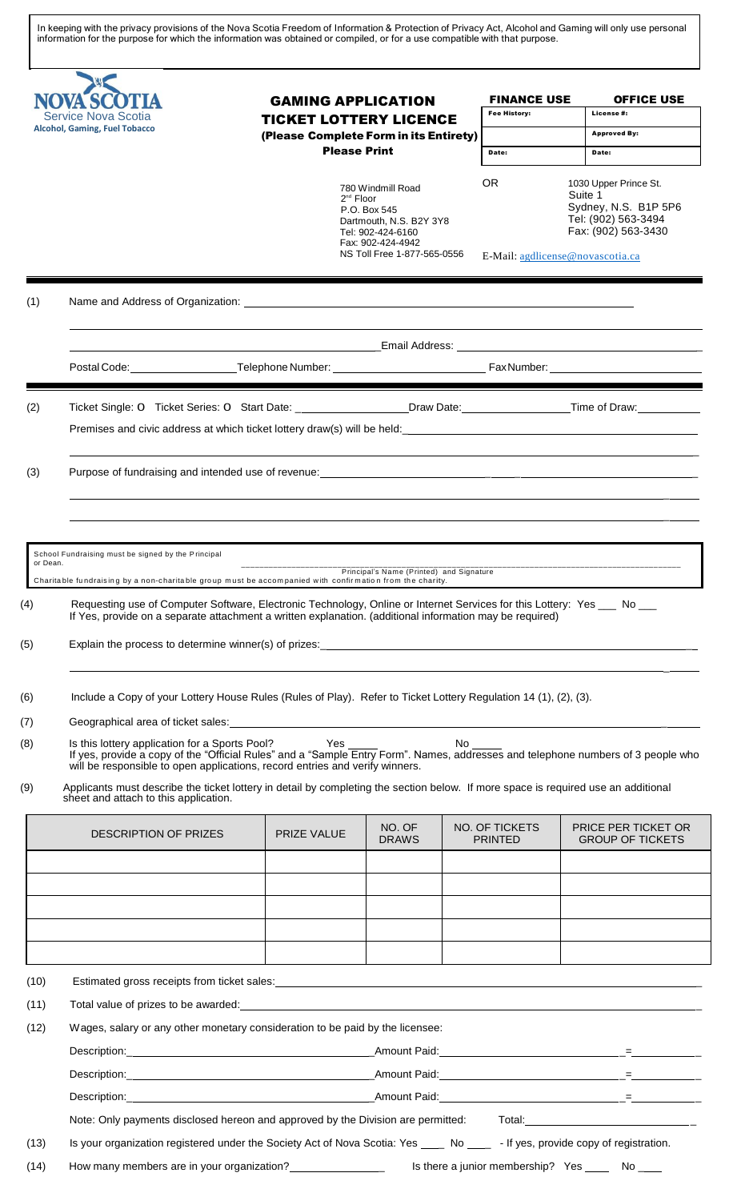In keeping with the privacy provisions of the Nova Scotia Freedom of Information & Protection of Privacy Act, Alcohol and Gaming will only use personal information for the purpose for which the information was obtained or compiled, or for a use compatible with that purpose.

**NOVA SCOTIA**
Service Nova Scotia
Alcohol, Gaming, Fuel Tobacco

# GAMING APPLICATION
## TICKET LOTTERY LICENCE
**(Please Complete Form in its Entirety)**
**Please Print**

| FINANCE USE | OFFICE USE |
|---|---|
| Fee History: | License #: |
| | Approved By: |
| Date: | Date: |

780 Windmill Road
2nd Floor
P.O. Box 545
Dartmouth, N.S. B2Y 3Y8
Tel: 902-424-6160
Fax: 902-424-4942
NS Toll Free 1-877-565-0556

OR

1030 Upper Prince St.
Suite 1
Sydney, N.S. B1P 5P6
Tel: (902) 563-3494
Fax: (902) 563-3430

E-Mail: agdlicense@novascotia.ca

(1) Name and Address of Organization: ______________________________

______________________________ Email Address: ______________________________

Postal Code: ____________ Telephone Number: ____________ Fax Number: ____________

(2) Ticket Single: O Ticket Series: O Start Date: ____________ Draw Date: ____________ Time of Draw: ________

Premises and civic address at which ticket lottery draw(s) will be held: ______________________________

(3) Purpose of fundraising and intended use of revenue: ______________________________

School Fundraising must be signed by the Principal or Dean. ______________________________ Principal's Name (Printed) and Signature

Charitable fundraising by a non-charitable group must be accompanied with confirmation from the charity.

(4) Requesting use of Computer Software, Electronic Technology, Online or Internet Services for this Lottery: Yes ___ No ___
If Yes, provide on a separate attachment a written explanation. (additional information may be required)

(5) Explain the process to determine winner(s) of prizes: ______________________________

(6) Include a Copy of your Lottery House Rules (Rules of Play). Refer to Ticket Lottery Regulation 14 (1), (2), (3).

(7) Geographical area of ticket sales: ______________________________

(8) Is this lottery application for a Sports Pool? Yes ____ No ____
If yes, provide a copy of the "Official Rules" and a "Sample Entry Form". Names, addresses and telephone numbers of 3 people who will be responsible to open applications, record entries and verify winners.

(9) Applicants must describe the ticket lottery in detail by completing the section below. If more space is required use an additional sheet and attach to this application.

| DESCRIPTION OF PRIZES | PRIZE VALUE | NO. OF DRAWS | NO. OF TICKETS PRINTED | PRICE PER TICKET OR GROUP OF TICKETS |
|---|---|---|---|---|
| | | | | |
| | | | | |
| | | | | |
| | | | | |
| | | | | |

(10) Estimated gross receipts from ticket sales: ______________________________

(11) Total value of prizes to be awarded: ______________________________

(12) Wages, salary or any other monetary consideration to be paid by the licensee:

Description: ____________________ Amount Paid: ____________________ = ________

Description: ____________________ Amount Paid: ____________________ = ________

Description: ____________________ Amount Paid: ____________________ = ________

Note: Only payments disclosed hereon and approved by the Division are permitted: Total: ____________________

(13) Is your organization registered under the Society Act of Nova Scotia: Yes ____ No ____ - If yes, provide copy of registration.

(14) How many members are in your organization? ____________ Is there a junior membership? Yes ____ No ____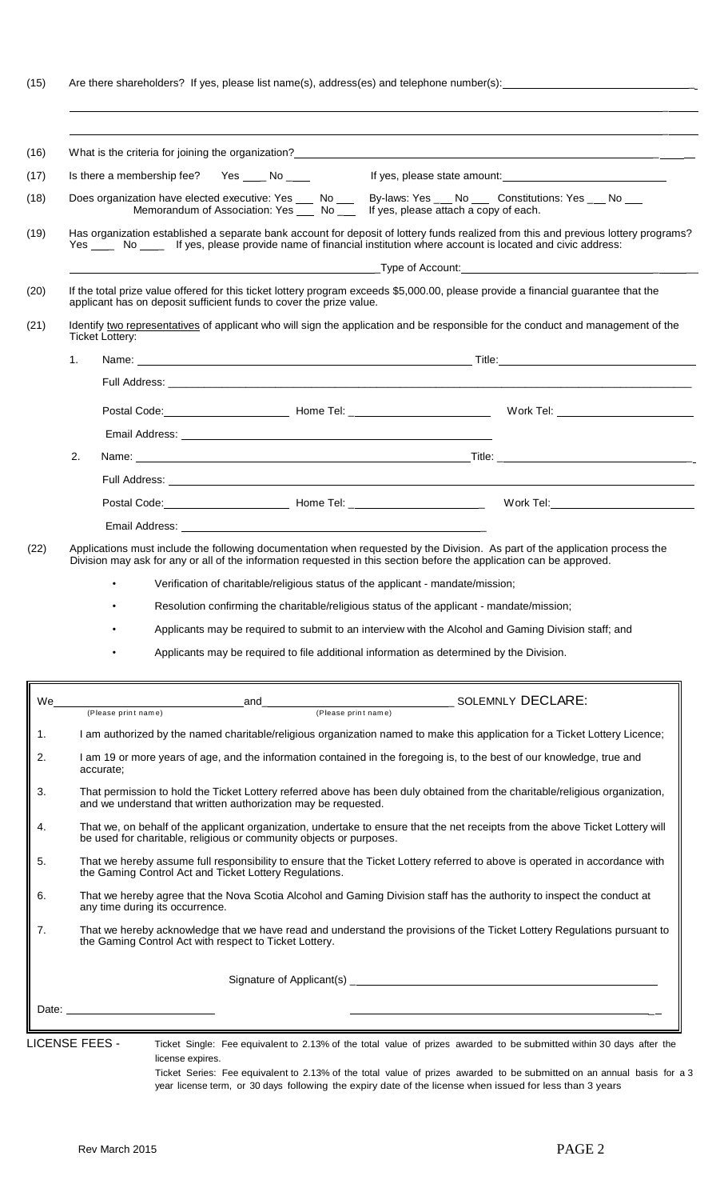(15) Are there shareholders? If yes, please list name(s), address(es) and telephone number(s): ____________________

______________________________________________________________________

______________________________________________________________________

(16) What is the criteria for joining the organization? ____________________

(17) Is there a membership fee? Yes ____ No ____ If yes, please state amount: ____________________

(18) Does organization have elected executive: Yes ___ No ___ By-laws: Yes ___ No ___ Constitutions: Yes ___ No ___
Memorandum of Association: Yes ___ No ___ If yes, please attach a copy of each.

(19) Has organization established a separate bank account for deposit of lottery funds realized from this and previous lottery programs? Yes ____ No ____ If yes, please provide name of financial institution where account is located and civic address:

____________________ Type of Account: ____________________

(20) If the total prize value offered for this ticket lottery program exceeds $5,000.00, please provide a financial guarantee that the applicant has on deposit sufficient funds to cover the prize value.

(21) Identify two representatives of applicant who will sign the application and be responsible for the conduct and management of the Ticket Lottery:

1. Name: ____________________ Title: ____________________

   Full Address: ____________________

   Postal Code: ____________ Home Tel: ____________ Work Tel: ____________

   Email Address: ____________________

2. Name: ____________________ Title: ____________________

   Full Address: ____________________

   Postal Code: ____________ Home Tel: ____________ Work Tel: ____________

   Email Address: ____________________

(22) Applications must include the following documentation when requested by the Division. As part of the application process the Division may ask for any or all of the information requested in this section before the application can be approved.

- Verification of charitable/religious status of the applicant - mandate/mission;
- Resolution confirming the charitable/religious status of the applicant - mandate/mission;
- Applicants may be required to submit to an interview with the Alcohol and Gaming Division staff; and
- Applicants may be required to file additional information as determined by the Division.

We ____________________ and ____________________ SOLEMNLY DECLARE:
(Please print name) (Please print name)

1. I am authorized by the named charitable/religious organization named to make this application for a Ticket Lottery Licence;
2. I am 19 or more years of age, and the information contained in the foregoing is, to the best of our knowledge, true and accurate;
3. That permission to hold the Ticket Lottery referred above has been duly obtained from the charitable/religious organization, and we understand that written authorization may be requested.
4. That we, on behalf of the applicant organization, undertake to ensure that the net receipts from the above Ticket Lottery will be used for charitable, religious or community objects or purposes.
5. That we hereby assume full responsibility to ensure that the Ticket Lottery referred to above is operated in accordance with the Gaming Control Act and Ticket Lottery Regulations.
6. That we hereby agree that the Nova Scotia Alcohol and Gaming Division staff has the authority to inspect the conduct at any time during its occurrence.
7. That we hereby acknowledge that we have read and understand the provisions of the Ticket Lottery Regulations pursuant to the Gaming Control Act with respect to Ticket Lottery.

Signature of Applicant(s) ____________________

Date: ____________________ ____________________

LICENSE FEES - Ticket Single: Fee equivalent to 2.13% of the total value of prizes awarded to be submitted within 30 days after the license expires.

Ticket Series: Fee equivalent to 2.13% of the total value of prizes awarded to be submitted on an annual basis for a 3 year license term, or 30 days following the expiry date of the license when issued for less than 3 years

Rev March 2015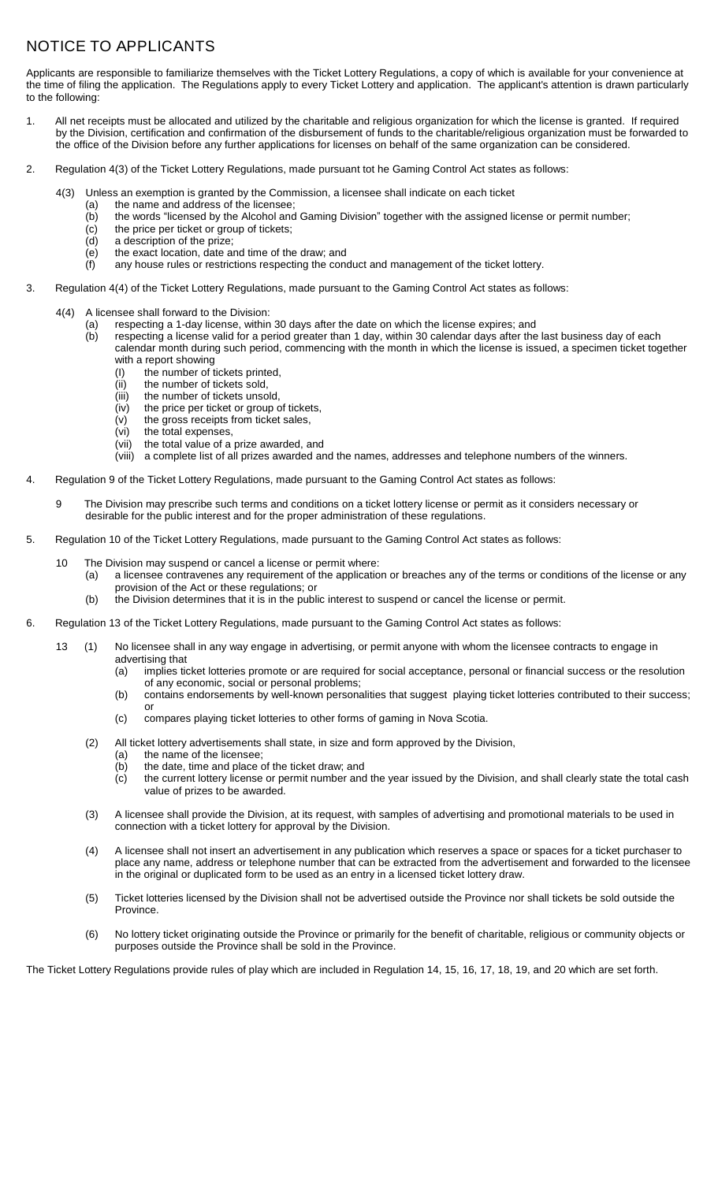# NOTICE TO APPLICANTS

Applicants are responsible to familiarize themselves with the Ticket Lottery Regulations, a copy of which is available for your convenience at the time of filing the application. The Regulations apply to every Ticket Lottery and application. The applicant's attention is drawn particularly to the following:

1. All net receipts must be allocated and utilized by the charitable and religious organization for which the license is granted. If required by the Division, certification and confirmation of the disbursement of funds to the charitable/religious organization must be forwarded to the office of the Division before any further applications for licenses on behalf of the same organization can be considered.

2. Regulation 4(3) of the Ticket Lottery Regulations, made pursuant tot he Gaming Control Act states as follows:

   4(3) Unless an exemption is granted by the Commission, a licensee shall indicate on each ticket
   - (a) the name and address of the licensee;
   - (b) the words "licensed by the Alcohol and Gaming Division" together with the assigned license or permit number;
   - (c) the price per ticket or group of tickets;
   - (d) a description of the prize;
   - (e) the exact location, date and time of the draw; and
   - (f) any house rules or restrictions respecting the conduct and management of the ticket lottery.

3. Regulation 4(4) of the Ticket Lottery Regulations, made pursuant to the Gaming Control Act states as follows:

   4(4) A licensee shall forward to the Division:
   - (a) respecting a 1-day license, within 30 days after the date on which the license expires; and
   - (b) respecting a license valid for a period greater than 1 day, within 30 calendar days after the last business day of each calendar month during such period, commencing with the month in which the license is issued, a specimen ticket together with a report showing
     - (I) the number of tickets printed,
     - (ii) the number of tickets sold,
     - (iii) the number of tickets unsold,
     - (iv) the price per ticket or group of tickets,
     - (v) the gross receipts from ticket sales,
     - (vi) the total expenses,
     - (vii) the total value of a prize awarded, and
     - (viii) a complete list of all prizes awarded and the names, addresses and telephone numbers of the winners.

4. Regulation 9 of the Ticket Lottery Regulations, made pursuant to the Gaming Control Act states as follows:

   9 The Division may prescribe such terms and conditions on a ticket lottery license or permit as it considers necessary or desirable for the public interest and for the proper administration of these regulations.

5. Regulation 10 of the Ticket Lottery Regulations, made pursuant to the Gaming Control Act states as follows:

   10 The Division may suspend or cancel a license or permit where:
   - (a) a licensee contravenes any requirement of the application or breaches any of the terms or conditions of the license or any provision of the Act or these regulations; or
   - (b) the Division determines that it is in the public interest to suspend or cancel the license or permit.

6. Regulation 13 of the Ticket Lottery Regulations, made pursuant to the Gaming Control Act states as follows:

   13 (1) No licensee shall in any way engage in advertising, or permit anyone with whom the licensee contracts to engage in advertising that
   - (a) implies ticket lotteries promote or are required for social acceptance, personal or financial success or the resolution of any economic, social or personal problems;
   - (b) contains endorsements by well-known personalities that suggest playing ticket lotteries contributed to their success; or
   - (c) compares playing ticket lotteries to other forms of gaming in Nova Scotia.

   (2) All ticket lottery advertisements shall state, in size and form approved by the Division,
   - (a) the name of the licensee;
   - (b) the date, time and place of the ticket draw; and
   - (c) the current lottery license or permit number and the year issued by the Division, and shall clearly state the total cash value of prizes to be awarded.

   (3) A licensee shall provide the Division, at its request, with samples of advertising and promotional materials to be used in connection with a ticket lottery for approval by the Division.

   (4) A licensee shall not insert an advertisement in any publication which reserves a space or spaces for a ticket purchaser to place any name, address or telephone number that can be extracted from the advertisement and forwarded to the licensee in the original or duplicated form to be used as an entry in a licensed ticket lottery draw.

   (5) Ticket lotteries licensed by the Division shall not be advertised outside the Province nor shall tickets be sold outside the Province.

   (6) No lottery ticket originating outside the Province or primarily for the benefit of charitable, religious or community objects or purposes outside the Province shall be sold in the Province.

The Ticket Lottery Regulations provide rules of play which are included in Regulation 14, 15, 16, 17, 18, 19, and 20 which are set forth.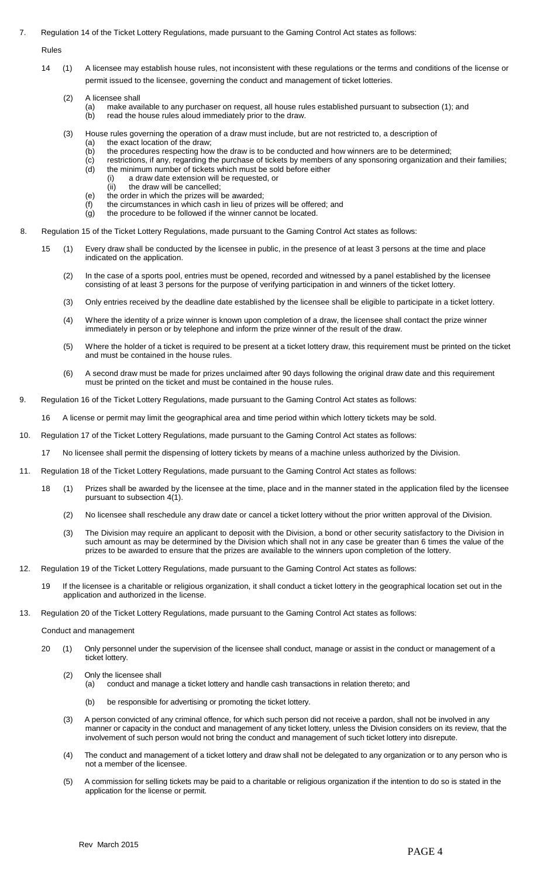7. Regulation 14 of the Ticket Lottery Regulations, made pursuant to the Gaming Control Act states as follows:

Rules

14 (1) A licensee may establish house rules, not inconsistent with these regulations or the terms and conditions of the license or permit issued to the licensee, governing the conduct and management of ticket lotteries.

(2) A licensee shall
  (a) make available to any purchaser on request, all house rules established pursuant to subsection (1); and
  (b) read the house rules aloud immediately prior to the draw.

(3) House rules governing the operation of a draw must include, but are not restricted to, a description of
  (a) the exact location of the draw;
  (b) the procedures respecting how the draw is to be conducted and how winners are to be determined;
  (c) restrictions, if any, regarding the purchase of tickets by members of any sponsoring organization and their families;
  (d) the minimum number of tickets which must be sold before either
    (i) a draw date extension will be requested, or
    (ii) the draw will be cancelled;
  (e) the order in which the prizes will be awarded;
  (f) the circumstances in which cash in lieu of prizes will be offered; and
  (g) the procedure to be followed if the winner cannot be located.

8. Regulation 15 of the Ticket Lottery Regulations, made pursuant to the Gaming Control Act states as follows:

15 (1) Every draw shall be conducted by the licensee in public, in the presence of at least 3 persons at the time and place indicated on the application.

(2) In the case of a sports pool, entries must be opened, recorded and witnessed by a panel established by the licensee consisting of at least 3 persons for the purpose of verifying participation in and winners of the ticket lottery.

(3) Only entries received by the deadline date established by the licensee shall be eligible to participate in a ticket lottery.

(4) Where the identity of a prize winner is known upon completion of a draw, the licensee shall contact the prize winner immediately in person or by telephone and inform the prize winner of the result of the draw.

(5) Where the holder of a ticket is required to be present at a ticket lottery draw, this requirement must be printed on the ticket and must be contained in the house rules.

(6) A second draw must be made for prizes unclaimed after 90 days following the original draw date and this requirement must be printed on the ticket and must be contained in the house rules.

9. Regulation 16 of the Ticket Lottery Regulations, made pursuant to the Gaming Control Act states as follows:

16 A license or permit may limit the geographical area and time period within which lottery tickets may be sold.

10. Regulation 17 of the Ticket Lottery Regulations, made pursuant to the Gaming Control Act states as follows:

17 No licensee shall permit the dispensing of lottery tickets by means of a machine unless authorized by the Division.

11. Regulation 18 of the Ticket Lottery Regulations, made pursuant to the Gaming Control Act states as follows:

18 (1) Prizes shall be awarded by the licensee at the time, place and in the manner stated in the application filed by the licensee pursuant to subsection 4(1).

(2) No licensee shall reschedule any draw date or cancel a ticket lottery without the prior written approval of the Division.

(3) The Division may require an applicant to deposit with the Division, a bond or other security satisfactory to the Division in such amount as may be determined by the Division which shall not in any case be greater than 6 times the value of the prizes to be awarded to ensure that the prizes are available to the winners upon completion of the lottery.

12. Regulation 19 of the Ticket Lottery Regulations, made pursuant to the Gaming Control Act states as follows:

19 If the licensee is a charitable or religious organization, it shall conduct a ticket lottery in the geographical location set out in the application and authorized in the license.

13. Regulation 20 of the Ticket Lottery Regulations, made pursuant to the Gaming Control Act states as follows:

Conduct and management

20 (1) Only personnel under the supervision of the licensee shall conduct, manage or assist in the conduct or management of a ticket lottery.

(2) Only the licensee shall
  (a) conduct and manage a ticket lottery and handle cash transactions in relation thereto; and
  (b) be responsible for advertising or promoting the ticket lottery.

(3) A person convicted of any criminal offence, for which such person did not receive a pardon, shall not be involved in any manner or capacity in the conduct and management of any ticket lottery, unless the Division considers on its review, that the involvement of such person would not bring the conduct and management of such ticket lottery into disrepute.

(4) The conduct and management of a ticket lottery and draw shall not be delegated to any organization or to any person who is not a member of the licensee.

(5) A commission for selling tickets may be paid to a charitable or religious organization if the intention to do so is stated in the application for the license or permit.

Rev March 2015